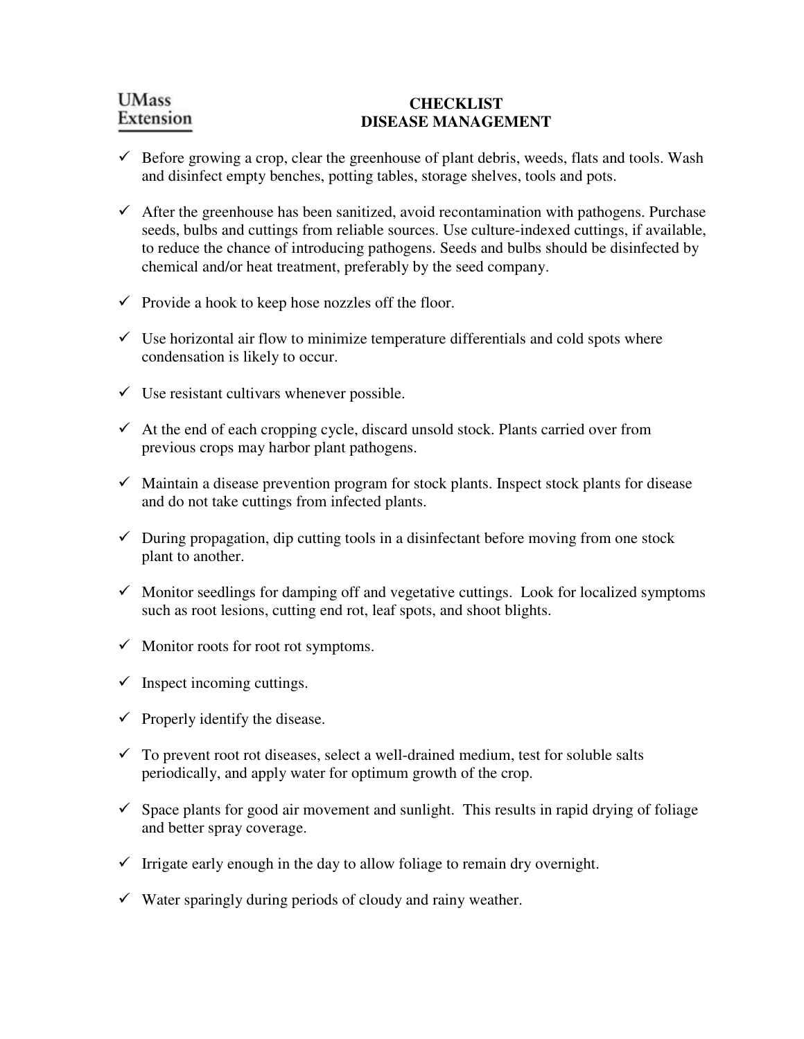UMass Extension

# CHECKLIST
# DISEASE MANAGEMENT

- ✓ Before growing a crop, clear the greenhouse of plant debris, weeds, flats and tools. Wash and disinfect empty benches, potting tables, storage shelves, tools and pots.

- ✓ After the greenhouse has been sanitized, avoid recontamination with pathogens. Purchase seeds, bulbs and cuttings from reliable sources. Use culture-indexed cuttings, if available, to reduce the chance of introducing pathogens. Seeds and bulbs should be disinfected by chemical and/or heat treatment, preferably by the seed company.

- ✓ Provide a hook to keep hose nozzles off the floor.

- ✓ Use horizontal air flow to minimize temperature differentials and cold spots where condensation is likely to occur.

- ✓ Use resistant cultivars whenever possible.

- ✓ At the end of each cropping cycle, discard unsold stock. Plants carried over from previous crops may harbor plant pathogens.

- ✓ Maintain a disease prevention program for stock plants. Inspect stock plants for disease and do not take cuttings from infected plants.

- ✓ During propagation, dip cutting tools in a disinfectant before moving from one stock plant to another.

- ✓ Monitor seedlings for damping off and vegetative cuttings. Look for localized symptoms such as root lesions, cutting end rot, leaf spots, and shoot blights.

- ✓ Monitor roots for root rot symptoms.

- ✓ Inspect incoming cuttings.

- ✓ Properly identify the disease.

- ✓ To prevent root rot diseases, select a well-drained medium, test for soluble salts periodically, and apply water for optimum growth of the crop.

- ✓ Space plants for good air movement and sunlight. This results in rapid drying of foliage and better spray coverage.

- ✓ Irrigate early enough in the day to allow foliage to remain dry overnight.

- ✓ Water sparingly during periods of cloudy and rainy weather.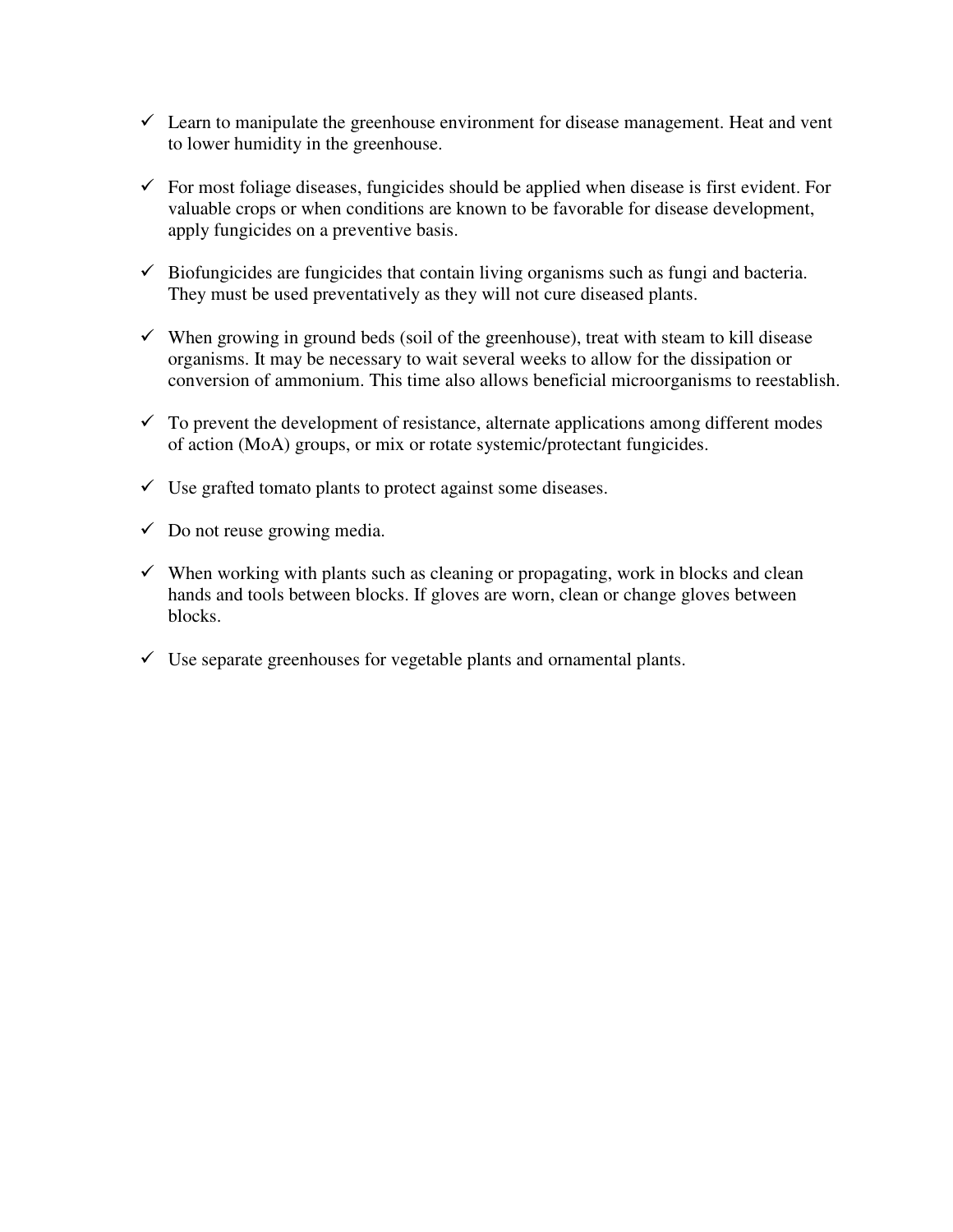- ✓ Learn to manipulate the greenhouse environment for disease management. Heat and vent to lower humidity in the greenhouse.
- ✓ For most foliage diseases, fungicides should be applied when disease is first evident. For valuable crops or when conditions are known to be favorable for disease development, apply fungicides on a preventive basis.
- ✓ Biofungicides are fungicides that contain living organisms such as fungi and bacteria. They must be used preventatively as they will not cure diseased plants.
- ✓ When growing in ground beds (soil of the greenhouse), treat with steam to kill disease organisms. It may be necessary to wait several weeks to allow for the dissipation or conversion of ammonium. This time also allows beneficial microorganisms to reestablish.
- ✓ To prevent the development of resistance, alternate applications among different modes of action (MoA) groups, or mix or rotate systemic/protectant fungicides.
- ✓ Use grafted tomato plants to protect against some diseases.
- ✓ Do not reuse growing media.
- ✓ When working with plants such as cleaning or propagating, work in blocks and clean hands and tools between blocks. If gloves are worn, clean or change gloves between blocks.
- ✓ Use separate greenhouses for vegetable plants and ornamental plants.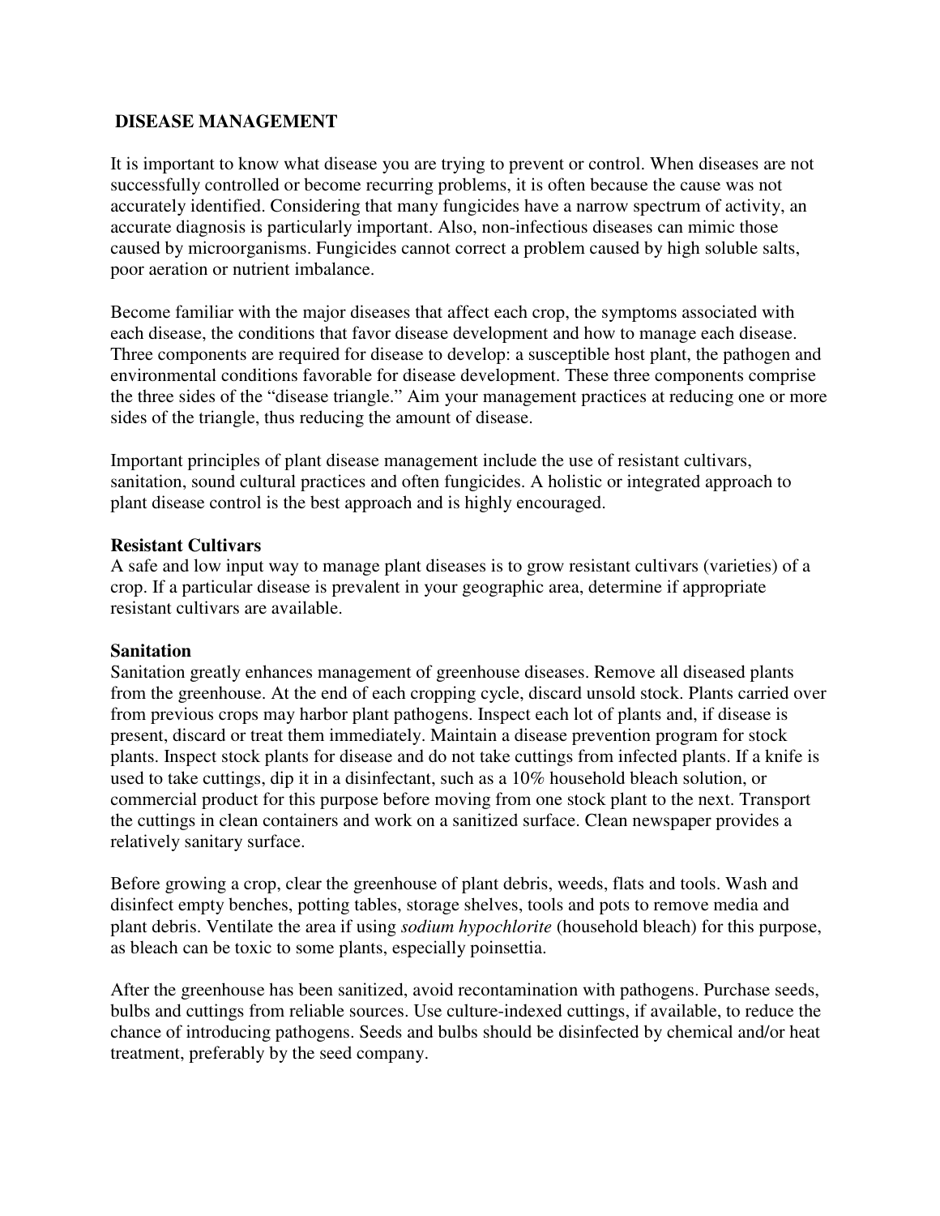## DISEASE MANAGEMENT

It is important to know what disease you are trying to prevent or control. When diseases are not successfully controlled or become recurring problems, it is often because the cause was not accurately identified. Considering that many fungicides have a narrow spectrum of activity, an accurate diagnosis is particularly important. Also, non-infectious diseases can mimic those caused by microorganisms. Fungicides cannot correct a problem caused by high soluble salts, poor aeration or nutrient imbalance.

Become familiar with the major diseases that affect each crop, the symptoms associated with each disease, the conditions that favor disease development and how to manage each disease. Three components are required for disease to develop: a susceptible host plant, the pathogen and environmental conditions favorable for disease development. These three components comprise the three sides of the "disease triangle." Aim your management practices at reducing one or more sides of the triangle, thus reducing the amount of disease.

Important principles of plant disease management include the use of resistant cultivars, sanitation, sound cultural practices and often fungicides. A holistic or integrated approach to plant disease control is the best approach and is highly encouraged.

### Resistant Cultivars

A safe and low input way to manage plant diseases is to grow resistant cultivars (varieties) of a crop. If a particular disease is prevalent in your geographic area, determine if appropriate resistant cultivars are available.

### Sanitation

Sanitation greatly enhances management of greenhouse diseases. Remove all diseased plants from the greenhouse. At the end of each cropping cycle, discard unsold stock. Plants carried over from previous crops may harbor plant pathogens. Inspect each lot of plants and, if disease is present, discard or treat them immediately. Maintain a disease prevention program for stock plants. Inspect stock plants for disease and do not take cuttings from infected plants. If a knife is used to take cuttings, dip it in a disinfectant, such as a 10% household bleach solution, or commercial product for this purpose before moving from one stock plant to the next. Transport the cuttings in clean containers and work on a sanitized surface. Clean newspaper provides a relatively sanitary surface.

Before growing a crop, clear the greenhouse of plant debris, weeds, flats and tools. Wash and disinfect empty benches, potting tables, storage shelves, tools and pots to remove media and plant debris. Ventilate the area if using *sodium hypochlorite* (household bleach) for this purpose, as bleach can be toxic to some plants, especially poinsettia.

After the greenhouse has been sanitized, avoid recontamination with pathogens. Purchase seeds, bulbs and cuttings from reliable sources. Use culture-indexed cuttings, if available, to reduce the chance of introducing pathogens. Seeds and bulbs should be disinfected by chemical and/or heat treatment, preferably by the seed company.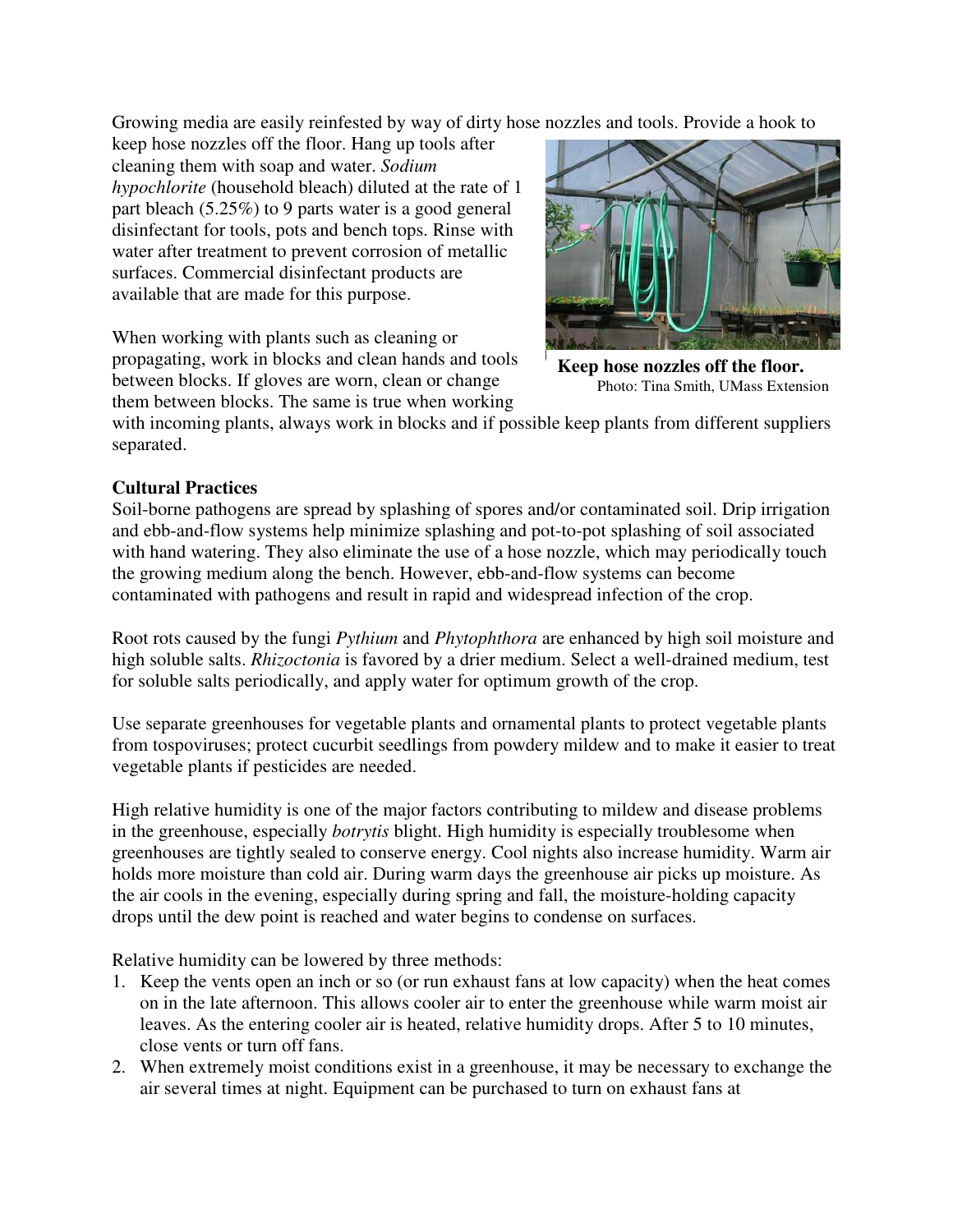Growing media are easily reinfested by way of dirty hose nozzles and tools. Provide a hook to keep hose nozzles off the floor. Hang up tools after cleaning them with soap and water. *Sodium hypochlorite* (household bleach) diluted at the rate of 1 part bleach (5.25%) to 9 parts water is a good general disinfectant for tools, pots and bench tops. Rinse with water after treatment to prevent corrosion of metallic surfaces. Commercial disinfectant products are available that are made for this purpose.

**Keep hose nozzles off the floor.**
Photo: Tina Smith, UMass Extension

When working with plants such as cleaning or propagating, work in blocks and clean hands and tools between blocks. If gloves are worn, clean or change them between blocks. The same is true when working with incoming plants, always work in blocks and if possible keep plants from different suppliers separated.

**Cultural Practices**

Soil-borne pathogens are spread by splashing of spores and/or contaminated soil. Drip irrigation and ebb-and-flow systems help minimize splashing and pot-to-pot splashing of soil associated with hand watering. They also eliminate the use of a hose nozzle, which may periodically touch the growing medium along the bench. However, ebb-and-flow systems can become contaminated with pathogens and result in rapid and widespread infection of the crop.

Root rots caused by the fungi *Pythium* and *Phytophthora* are enhanced by high soil moisture and high soluble salts. *Rhizoctonia* is favored by a drier medium. Select a well-drained medium, test for soluble salts periodically, and apply water for optimum growth of the crop.

Use separate greenhouses for vegetable plants and ornamental plants to protect vegetable plants from tospoviruses; protect cucurbit seedlings from powdery mildew and to make it easier to treat vegetable plants if pesticides are needed.

High relative humidity is one of the major factors contributing to mildew and disease problems in the greenhouse, especially *botrytis* blight. High humidity is especially troublesome when greenhouses are tightly sealed to conserve energy. Cool nights also increase humidity. Warm air holds more moisture than cold air. During warm days the greenhouse air picks up moisture. As the air cools in the evening, especially during spring and fall, the moisture-holding capacity drops until the dew point is reached and water begins to condense on surfaces.

Relative humidity can be lowered by three methods:

1. Keep the vents open an inch or so (or run exhaust fans at low capacity) when the heat comes on in the late afternoon. This allows cooler air to enter the greenhouse while warm moist air leaves. As the entering cooler air is heated, relative humidity drops. After 5 to 10 minutes, close vents or turn off fans.
2. When extremely moist conditions exist in a greenhouse, it may be necessary to exchange the air several times at night. Equipment can be purchased to turn on exhaust fans at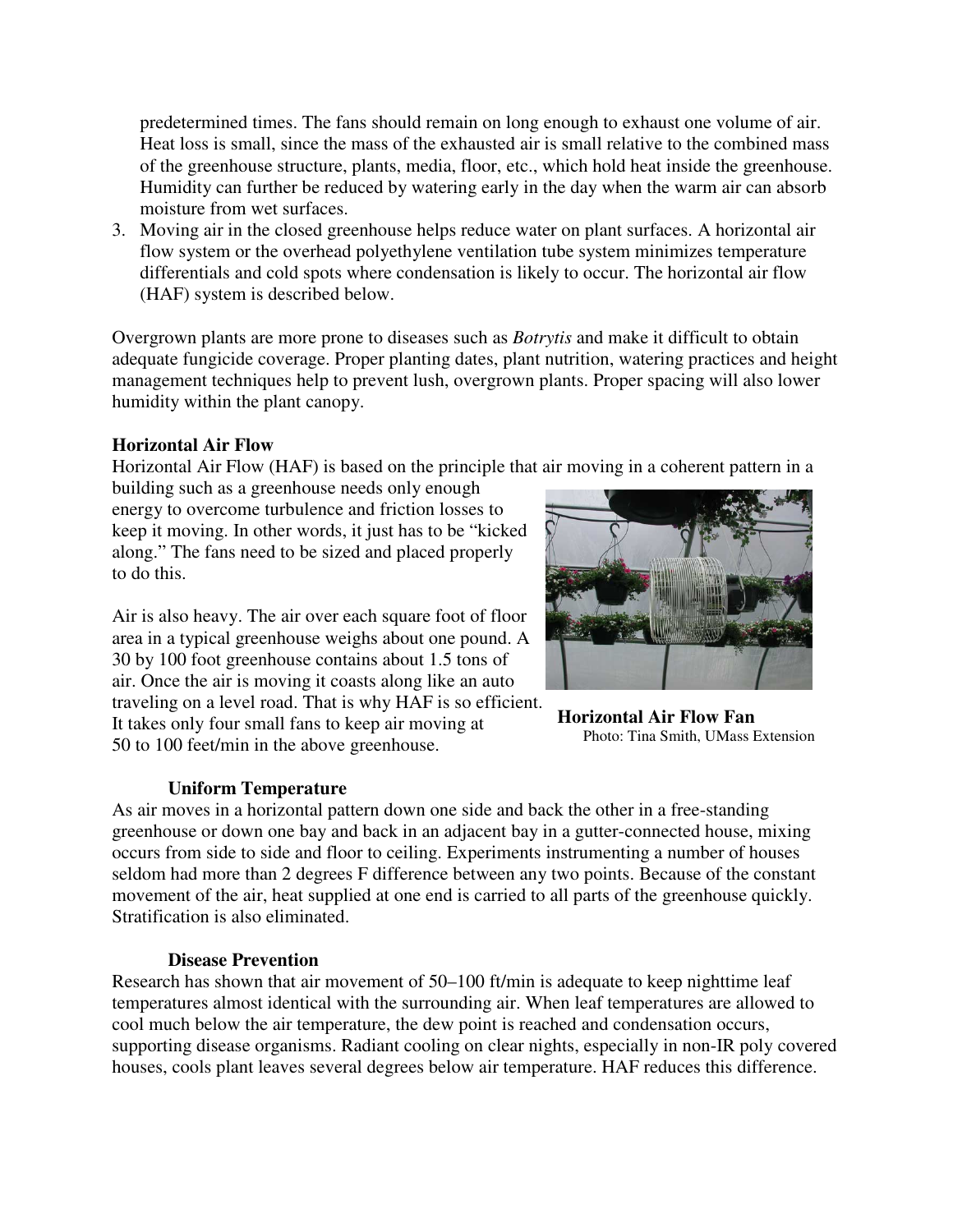predetermined times. The fans should remain on long enough to exhaust one volume of air. Heat loss is small, since the mass of the exhausted air is small relative to the combined mass of the greenhouse structure, plants, media, floor, etc., which hold heat inside the greenhouse. Humidity can further be reduced by watering early in the day when the warm air can absorb moisture from wet surfaces.

3. Moving air in the closed greenhouse helps reduce water on plant surfaces. A horizontal air flow system or the overhead polyethylene ventilation tube system minimizes temperature differentials and cold spots where condensation is likely to occur. The horizontal air flow (HAF) system is described below.

Overgrown plants are more prone to diseases such as *Botrytis* and make it difficult to obtain adequate fungicide coverage. Proper planting dates, plant nutrition, watering practices and height management techniques help to prevent lush, overgrown plants. Proper spacing will also lower humidity within the plant canopy.

**Horizontal Air Flow**

Horizontal Air Flow (HAF) is based on the principle that air moving in a coherent pattern in a building such as a greenhouse needs only enough energy to overcome turbulence and friction losses to keep it moving. In other words, it just has to be "kicked along." The fans need to be sized and placed properly to do this.

Air is also heavy. The air over each square foot of floor area in a typical greenhouse weighs about one pound. A 30 by 100 foot greenhouse contains about 1.5 tons of air. Once the air is moving it coasts along like an auto traveling on a level road. That is why HAF is so efficient. It takes only four small fans to keep air moving at 50 to 100 feet/min in the above greenhouse.

**Horizontal Air Flow Fan**
Photo: Tina Smith, UMass Extension

**Uniform Temperature**

As air moves in a horizontal pattern down one side and back the other in a free-standing greenhouse or down one bay and back in an adjacent bay in a gutter-connected house, mixing occurs from side to side and floor to ceiling. Experiments instrumenting a number of houses seldom had more than 2 degrees F difference between any two points. Because of the constant movement of the air, heat supplied at one end is carried to all parts of the greenhouse quickly. Stratification is also eliminated.

**Disease Prevention**

Research has shown that air movement of 50–100 ft/min is adequate to keep nighttime leaf temperatures almost identical with the surrounding air. When leaf temperatures are allowed to cool much below the air temperature, the dew point is reached and condensation occurs, supporting disease organisms. Radiant cooling on clear nights, especially in non-IR poly covered houses, cools plant leaves several degrees below air temperature. HAF reduces this difference.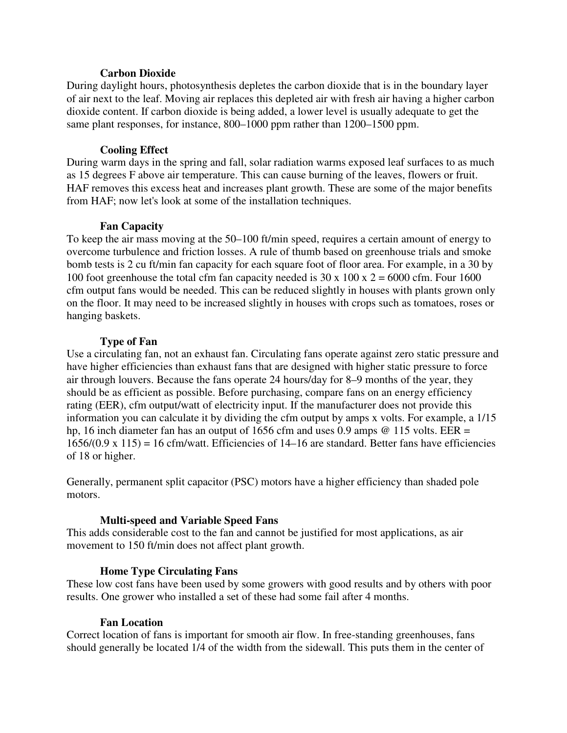### Carbon Dioxide

During daylight hours, photosynthesis depletes the carbon dioxide that is in the boundary layer of air next to the leaf. Moving air replaces this depleted air with fresh air having a higher carbon dioxide content. If carbon dioxide is being added, a lower level is usually adequate to get the same plant responses, for instance, 800–1000 ppm rather than 1200–1500 ppm.

### Cooling Effect

During warm days in the spring and fall, solar radiation warms exposed leaf surfaces to as much as 15 degrees F above air temperature. This can cause burning of the leaves, flowers or fruit. HAF removes this excess heat and increases plant growth. These are some of the major benefits from HAF; now let's look at some of the installation techniques.

### Fan Capacity

To keep the air mass moving at the 50–100 ft/min speed, requires a certain amount of energy to overcome turbulence and friction losses. A rule of thumb based on greenhouse trials and smoke bomb tests is 2 cu ft/min fan capacity for each square foot of floor area. For example, in a 30 by 100 foot greenhouse the total cfm fan capacity needed is 30 x 100 x 2 = 6000 cfm. Four 1600 cfm output fans would be needed. This can be reduced slightly in houses with plants grown only on the floor. It may need to be increased slightly in houses with crops such as tomatoes, roses or hanging baskets.

### Type of Fan

Use a circulating fan, not an exhaust fan. Circulating fans operate against zero static pressure and have higher efficiencies than exhaust fans that are designed with higher static pressure to force air through louvers. Because the fans operate 24 hours/day for 8–9 months of the year, they should be as efficient as possible. Before purchasing, compare fans on an energy efficiency rating (EER), cfm output/watt of electricity input. If the manufacturer does not provide this information you can calculate it by dividing the cfm output by amps x volts. For example, a 1/15 hp, 16 inch diameter fan has an output of 1656 cfm and uses 0.9 amps @ 115 volts. EER = 1656/(0.9 x 115) = 16 cfm/watt. Efficiencies of 14–16 are standard. Better fans have efficiencies of 18 or higher.

Generally, permanent split capacitor (PSC) motors have a higher efficiency than shaded pole motors.

### Multi-speed and Variable Speed Fans

This adds considerable cost to the fan and cannot be justified for most applications, as air movement to 150 ft/min does not affect plant growth.

### Home Type Circulating Fans

These low cost fans have been used by some growers with good results and by others with poor results. One grower who installed a set of these had some fail after 4 months.

### Fan Location

Correct location of fans is important for smooth air flow. In free-standing greenhouses, fans should generally be located 1/4 of the width from the sidewall. This puts them in the center of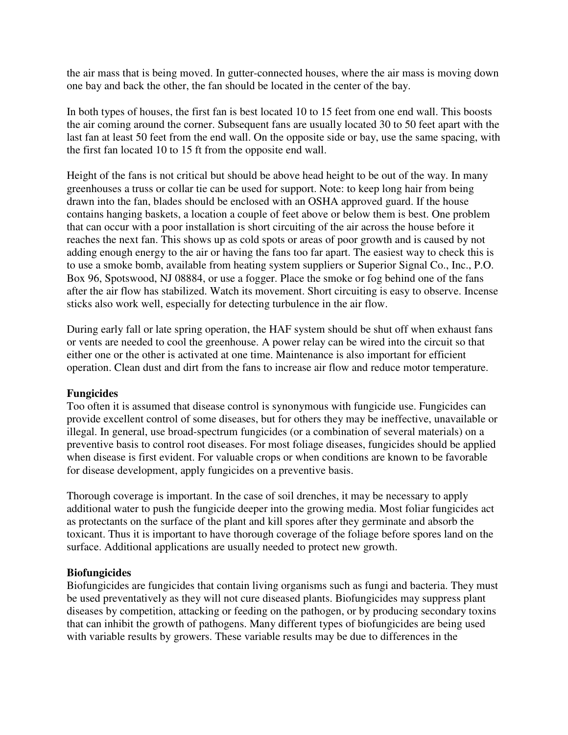the air mass that is being moved. In gutter-connected houses, where the air mass is moving down one bay and back the other, the fan should be located in the center of the bay.

In both types of houses, the first fan is best located 10 to 15 feet from one end wall. This boosts the air coming around the corner. Subsequent fans are usually located 30 to 50 feet apart with the last fan at least 50 feet from the end wall. On the opposite side or bay, use the same spacing, with the first fan located 10 to 15 ft from the opposite end wall.

Height of the fans is not critical but should be above head height to be out of the way. In many greenhouses a truss or collar tie can be used for support. Note: to keep long hair from being drawn into the fan, blades should be enclosed with an OSHA approved guard. If the house contains hanging baskets, a location a couple of feet above or below them is best. One problem that can occur with a poor installation is short circuiting of the air across the house before it reaches the next fan. This shows up as cold spots or areas of poor growth and is caused by not adding enough energy to the air or having the fans too far apart. The easiest way to check this is to use a smoke bomb, available from heating system suppliers or Superior Signal Co., Inc., P.O. Box 96, Spotswood, NJ 08884, or use a fogger. Place the smoke or fog behind one of the fans after the air flow has stabilized. Watch its movement. Short circuiting is easy to observe. Incense sticks also work well, especially for detecting turbulence in the air flow.

During early fall or late spring operation, the HAF system should be shut off when exhaust fans or vents are needed to cool the greenhouse. A power relay can be wired into the circuit so that either one or the other is activated at one time. Maintenance is also important for efficient operation. Clean dust and dirt from the fans to increase air flow and reduce motor temperature.

**Fungicides**

Too often it is assumed that disease control is synonymous with fungicide use. Fungicides can provide excellent control of some diseases, but for others they may be ineffective, unavailable or illegal. In general, use broad-spectrum fungicides (or a combination of several materials) on a preventive basis to control root diseases. For most foliage diseases, fungicides should be applied when disease is first evident. For valuable crops or when conditions are known to be favorable for disease development, apply fungicides on a preventive basis.

Thorough coverage is important. In the case of soil drenches, it may be necessary to apply additional water to push the fungicide deeper into the growing media. Most foliar fungicides act as protectants on the surface of the plant and kill spores after they germinate and absorb the toxicant. Thus it is important to have thorough coverage of the foliage before spores land on the surface. Additional applications are usually needed to protect new growth.

**Biofungicides**

Biofungicides are fungicides that contain living organisms such as fungi and bacteria. They must be used preventatively as they will not cure diseased plants. Biofungicides may suppress plant diseases by competition, attacking or feeding on the pathogen, or by producing secondary toxins that can inhibit the growth of pathogens. Many different types of biofungicides are being used with variable results by growers. These variable results may be due to differences in the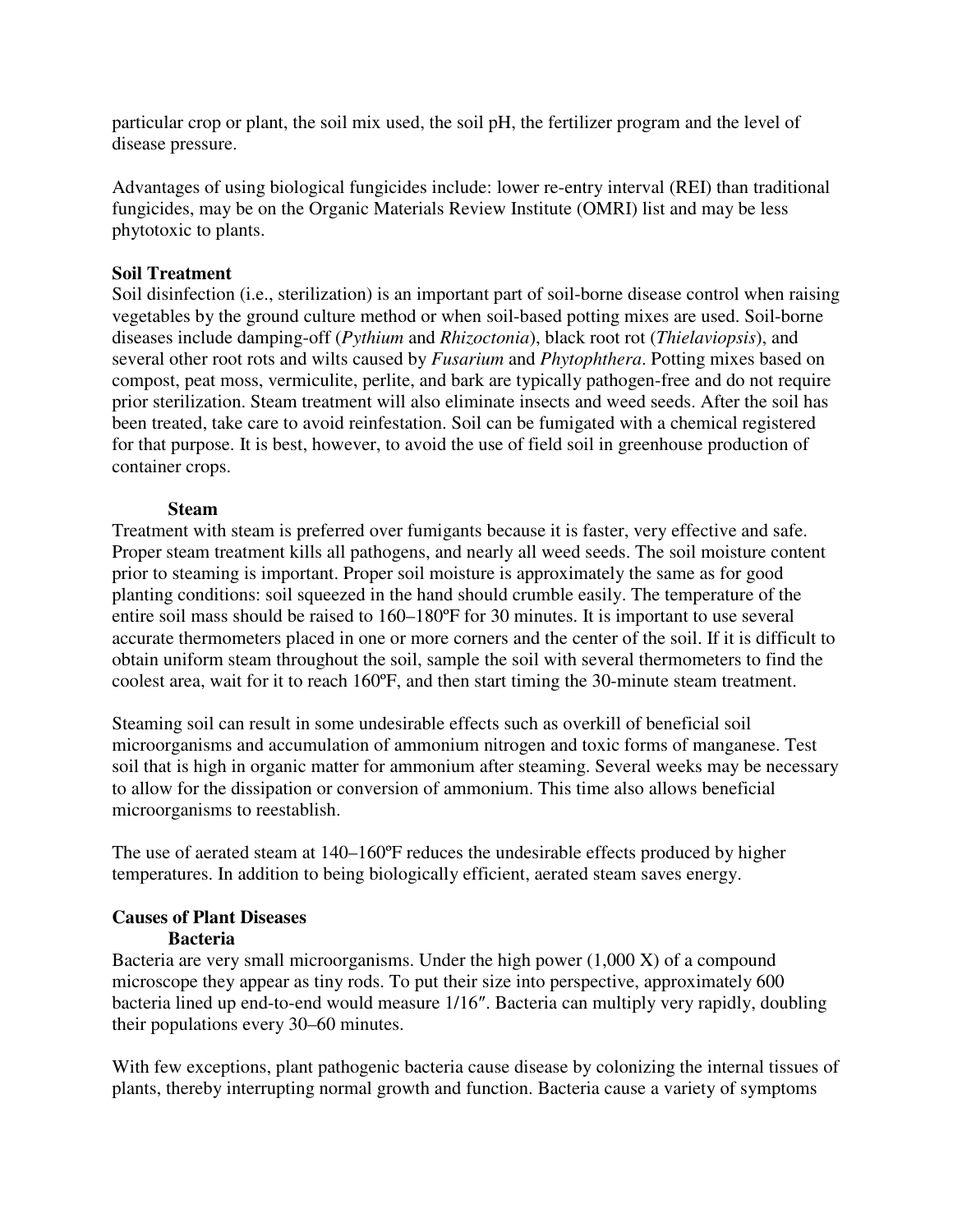particular crop or plant, the soil mix used, the soil pH, the fertilizer program and the level of disease pressure.

Advantages of using biological fungicides include: lower re-entry interval (REI) than traditional fungicides, may be on the Organic Materials Review Institute (OMRI) list and may be less phytotoxic to plants.

## Soil Treatment

Soil disinfection (i.e., sterilization) is an important part of soil-borne disease control when raising vegetables by the ground culture method or when soil-based potting mixes are used. Soil-borne diseases include damping-off (*Pythium* and *Rhizoctonia*), black root rot (*Thielaviopsis*), and several other root rots and wilts caused by *Fusarium* and *Phytophthera*. Potting mixes based on compost, peat moss, vermiculite, perlite, and bark are typically pathogen-free and do not require prior sterilization. Steam treatment will also eliminate insects and weed seeds. After the soil has been treated, take care to avoid reinfestation. Soil can be fumigated with a chemical registered for that purpose. It is best, however, to avoid the use of field soil in greenhouse production of container crops.

### Steam

Treatment with steam is preferred over fumigants because it is faster, very effective and safe. Proper steam treatment kills all pathogens, and nearly all weed seeds. The soil moisture content prior to steaming is important. Proper soil moisture is approximately the same as for good planting conditions: soil squeezed in the hand should crumble easily. The temperature of the entire soil mass should be raised to 160–180ºF for 30 minutes. It is important to use several accurate thermometers placed in one or more corners and the center of the soil. If it is difficult to obtain uniform steam throughout the soil, sample the soil with several thermometers to find the coolest area, wait for it to reach 160ºF, and then start timing the 30-minute steam treatment.

Steaming soil can result in some undesirable effects such as overkill of beneficial soil microorganisms and accumulation of ammonium nitrogen and toxic forms of manganese. Test soil that is high in organic matter for ammonium after steaming. Several weeks may be necessary to allow for the dissipation or conversion of ammonium. This time also allows beneficial microorganisms to reestablish.

The use of aerated steam at 140–160ºF reduces the undesirable effects produced by higher temperatures. In addition to being biologically efficient, aerated steam saves energy.

## Causes of Plant Diseases

### Bacteria

Bacteria are very small microorganisms. Under the high power (1,000 X) of a compound microscope they appear as tiny rods. To put their size into perspective, approximately 600 bacteria lined up end-to-end would measure 1/16″. Bacteria can multiply very rapidly, doubling their populations every 30–60 minutes.

With few exceptions, plant pathogenic bacteria cause disease by colonizing the internal tissues of plants, thereby interrupting normal growth and function. Bacteria cause a variety of symptoms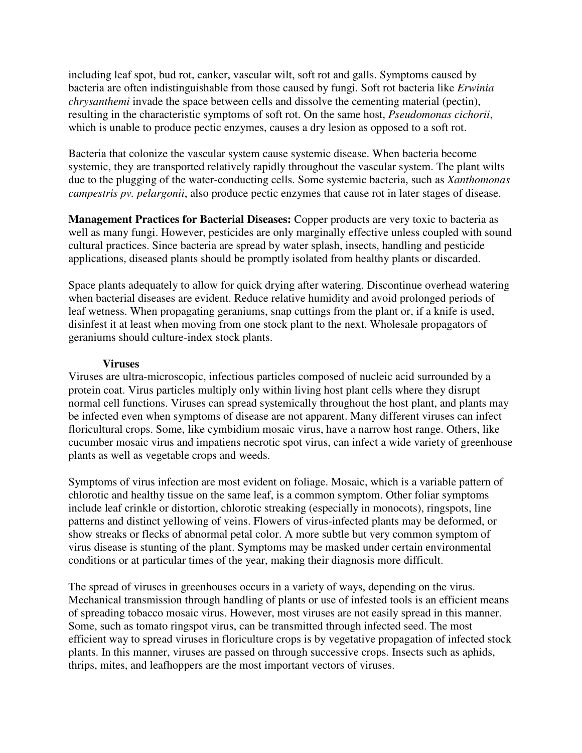including leaf spot, bud rot, canker, vascular wilt, soft rot and galls. Symptoms caused by bacteria are often indistinguishable from those caused by fungi. Soft rot bacteria like *Erwinia chrysanthemi* invade the space between cells and dissolve the cementing material (pectin), resulting in the characteristic symptoms of soft rot. On the same host, *Pseudomonas cichorii*, which is unable to produce pectic enzymes, causes a dry lesion as opposed to a soft rot.

Bacteria that colonize the vascular system cause systemic disease. When bacteria become systemic, they are transported relatively rapidly throughout the vascular system. The plant wilts due to the plugging of the water-conducting cells. Some systemic bacteria, such as *Xanthomonas campestris pv. pelargonii*, also produce pectic enzymes that cause rot in later stages of disease.

**Management Practices for Bacterial Diseases:** Copper products are very toxic to bacteria as well as many fungi. However, pesticides are only marginally effective unless coupled with sound cultural practices. Since bacteria are spread by water splash, insects, handling and pesticide applications, diseased plants should be promptly isolated from healthy plants or discarded.

Space plants adequately to allow for quick drying after watering. Discontinue overhead watering when bacterial diseases are evident. Reduce relative humidity and avoid prolonged periods of leaf wetness. When propagating geraniums, snap cuttings from the plant or, if a knife is used, disinfest it at least when moving from one stock plant to the next. Wholesale propagators of geraniums should culture-index stock plants.

### Viruses

Viruses are ultra-microscopic, infectious particles composed of nucleic acid surrounded by a protein coat. Virus particles multiply only within living host plant cells where they disrupt normal cell functions. Viruses can spread systemically throughout the host plant, and plants may be infected even when symptoms of disease are not apparent. Many different viruses can infect floricultural crops. Some, like cymbidium mosaic virus, have a narrow host range. Others, like cucumber mosaic virus and impatiens necrotic spot virus, can infect a wide variety of greenhouse plants as well as vegetable crops and weeds.

Symptoms of virus infection are most evident on foliage. Mosaic, which is a variable pattern of chlorotic and healthy tissue on the same leaf, is a common symptom. Other foliar symptoms include leaf crinkle or distortion, chlorotic streaking (especially in monocots), ringspots, line patterns and distinct yellowing of veins. Flowers of virus-infected plants may be deformed, or show streaks or flecks of abnormal petal color. A more subtle but very common symptom of virus disease is stunting of the plant. Symptoms may be masked under certain environmental conditions or at particular times of the year, making their diagnosis more difficult.

The spread of viruses in greenhouses occurs in a variety of ways, depending on the virus. Mechanical transmission through handling of plants or use of infested tools is an efficient means of spreading tobacco mosaic virus. However, most viruses are not easily spread in this manner. Some, such as tomato ringspot virus, can be transmitted through infected seed. The most efficient way to spread viruses in floriculture crops is by vegetative propagation of infected stock plants. In this manner, viruses are passed on through successive crops. Insects such as aphids, thrips, mites, and leafhoppers are the most important vectors of viruses.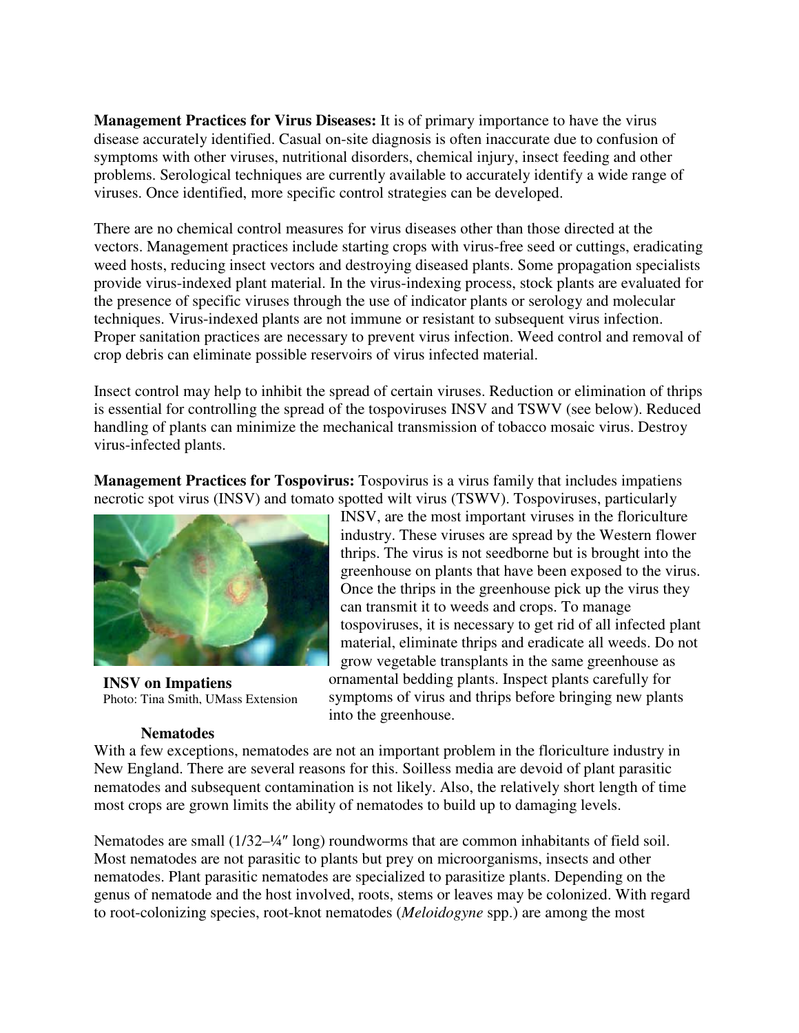**Management Practices for Virus Diseases:** It is of primary importance to have the virus disease accurately identified. Casual on-site diagnosis is often inaccurate due to confusion of symptoms with other viruses, nutritional disorders, chemical injury, insect feeding and other problems. Serological techniques are currently available to accurately identify a wide range of viruses. Once identified, more specific control strategies can be developed.

There are no chemical control measures for virus diseases other than those directed at the vectors. Management practices include starting crops with virus-free seed or cuttings, eradicating weed hosts, reducing insect vectors and destroying diseased plants. Some propagation specialists provide virus-indexed plant material. In the virus-indexing process, stock plants are evaluated for the presence of specific viruses through the use of indicator plants or serology and molecular techniques. Virus-indexed plants are not immune or resistant to subsequent virus infection. Proper sanitation practices are necessary to prevent virus infection. Weed control and removal of crop debris can eliminate possible reservoirs of virus infected material.

Insect control may help to inhibit the spread of certain viruses. Reduction or elimination of thrips is essential for controlling the spread of the tospoviruses INSV and TSWV (see below). Reduced handling of plants can minimize the mechanical transmission of tobacco mosaic virus. Destroy virus-infected plants.

**Management Practices for Tospovirus:** Tospovirus is a virus family that includes impatiens necrotic spot virus (INSV) and tomato spotted wilt virus (TSWV). Tospoviruses, particularly INSV, are the most important viruses in the floriculture industry. These viruses are spread by the Western flower thrips. The virus is not seedborne but is brought into the greenhouse on plants that have been exposed to the virus. Once the thrips in the greenhouse pick up the virus they can transmit it to weeds and crops. To manage tospoviruses, it is necessary to get rid of all infected plant material, eliminate thrips and eradicate all weeds. Do not grow vegetable transplants in the same greenhouse as ornamental bedding plants. Inspect plants carefully for symptoms of virus and thrips before bringing new plants into the greenhouse.

**INSV on Impatiens**
Photo: Tina Smith, UMass Extension

## Nematodes

With a few exceptions, nematodes are not an important problem in the floriculture industry in New England. There are several reasons for this. Soilless media are devoid of plant parasitic nematodes and subsequent contamination is not likely. Also, the relatively short length of time most crops are grown limits the ability of nematodes to build up to damaging levels.

Nematodes are small (1/32–¼″ long) roundworms that are common inhabitants of field soil. Most nematodes are not parasitic to plants but prey on microorganisms, insects and other nematodes. Plant parasitic nematodes are specialized to parasitize plants. Depending on the genus of nematode and the host involved, roots, stems or leaves may be colonized. With regard to root-colonizing species, root-knot nematodes (*Meloidogyne* spp.) are among the most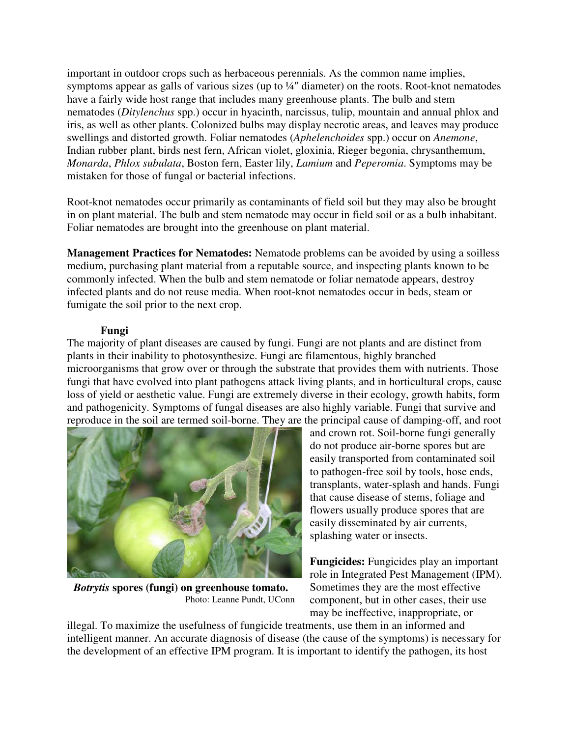important in outdoor crops such as herbaceous perennials. As the common name implies, symptoms appear as galls of various sizes (up to ¼″ diameter) on the roots. Root-knot nematodes have a fairly wide host range that includes many greenhouse plants. The bulb and stem nematodes (*Ditylenchus* spp.) occur in hyacinth, narcissus, tulip, mountain and annual phlox and iris, as well as other plants. Colonized bulbs may display necrotic areas, and leaves may produce swellings and distorted growth. Foliar nematodes (*Aphelenchoides* spp.) occur on *Anemone*, Indian rubber plant, birds nest fern, African violet, gloxinia, Rieger begonia, chrysanthemum, *Monarda*, *Phlox subulata*, Boston fern, Easter lily, *Lamium* and *Peperomia*. Symptoms may be mistaken for those of fungal or bacterial infections.

Root-knot nematodes occur primarily as contaminants of field soil but they may also be brought in on plant material. The bulb and stem nematode may occur in field soil or as a bulb inhabitant. Foliar nematodes are brought into the greenhouse on plant material.

**Management Practices for Nematodes:** Nematode problems can be avoided by using a soilless medium, purchasing plant material from a reputable source, and inspecting plants known to be commonly infected. When the bulb and stem nematode or foliar nematode appears, destroy infected plants and do not reuse media. When root-knot nematodes occur in beds, steam or fumigate the soil prior to the next crop.

### Fungi

The majority of plant diseases are caused by fungi. Fungi are not plants and are distinct from plants in their inability to photosynthesize. Fungi are filamentous, highly branched microorganisms that grow over or through the substrate that provides them with nutrients. Those fungi that have evolved into plant pathogens attack living plants, and in horticultural crops, cause loss of yield or aesthetic value. Fungi are extremely diverse in their ecology, growth habits, form and pathogenicity. Symptoms of fungal diseases are also highly variable. Fungi that survive and reproduce in the soil are termed soil-borne. They are the principal cause of damping-off, and root and crown rot. Soil-borne fungi generally do not produce air-borne spores but are easily transported from contaminated soil to pathogen-free soil by tools, hose ends, transplants, water-splash and hands. Fungi that cause disease of stems, foliage and flowers usually produce spores that are easily disseminated by air currents, splashing water or insects.

***Botrytis* spores (fungi) on greenhouse tomato.**
Photo: Leanne Pundt, UConn

**Fungicides:** Fungicides play an important role in Integrated Pest Management (IPM). Sometimes they are the most effective component, but in other cases, their use may be ineffective, inappropriate, or illegal. To maximize the usefulness of fungicide treatments, use them in an informed and intelligent manner. An accurate diagnosis of disease (the cause of the symptoms) is necessary for the development of an effective IPM program. It is important to identify the pathogen, its host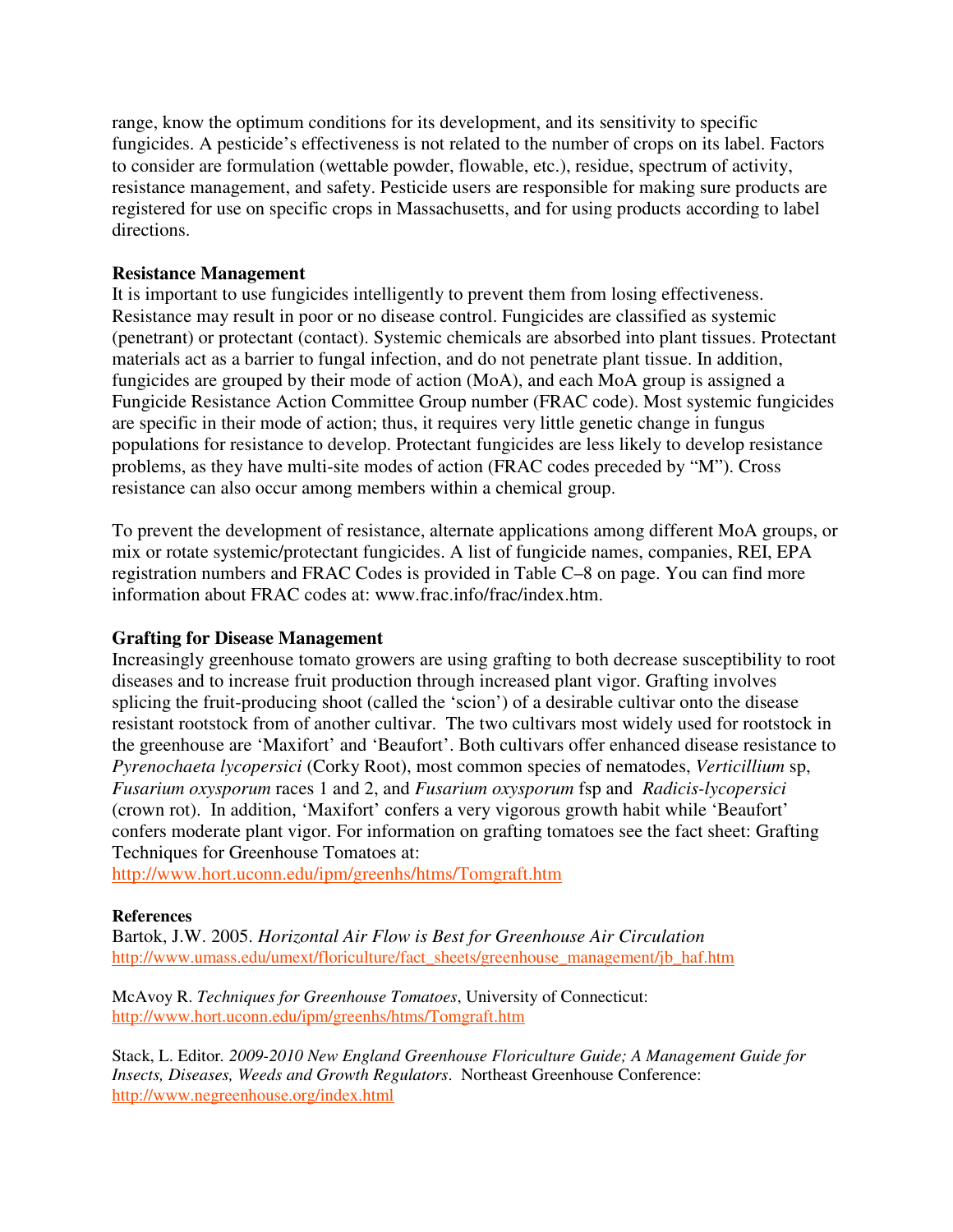range, know the optimum conditions for its development, and its sensitivity to specific fungicides. A pesticide's effectiveness is not related to the number of crops on its label. Factors to consider are formulation (wettable powder, flowable, etc.), residue, spectrum of activity, resistance management, and safety. Pesticide users are responsible for making sure products are registered for use on specific crops in Massachusetts, and for using products according to label directions.

**Resistance Management**

It is important to use fungicides intelligently to prevent them from losing effectiveness. Resistance may result in poor or no disease control. Fungicides are classified as systemic (penetrant) or protectant (contact). Systemic chemicals are absorbed into plant tissues. Protectant materials act as a barrier to fungal infection, and do not penetrate plant tissue. In addition, fungicides are grouped by their mode of action (MoA), and each MoA group is assigned a Fungicide Resistance Action Committee Group number (FRAC code). Most systemic fungicides are specific in their mode of action; thus, it requires very little genetic change in fungus populations for resistance to develop. Protectant fungicides are less likely to develop resistance problems, as they have multi-site modes of action (FRAC codes preceded by "M"). Cross resistance can also occur among members within a chemical group.

To prevent the development of resistance, alternate applications among different MoA groups, or mix or rotate systemic/protectant fungicides. A list of fungicide names, companies, REI, EPA registration numbers and FRAC Codes is provided in Table C–8 on page. You can find more information about FRAC codes at: www.frac.info/frac/index.htm.

**Grafting for Disease Management**

Increasingly greenhouse tomato growers are using grafting to both decrease susceptibility to root diseases and to increase fruit production through increased plant vigor. Grafting involves splicing the fruit-producing shoot (called the 'scion') of a desirable cultivar onto the disease resistant rootstock from of another cultivar. The two cultivars most widely used for rootstock in the greenhouse are 'Maxifort' and 'Beaufort'. Both cultivars offer enhanced disease resistance to *Pyrenochaeta lycopersici* (Corky Root), most common species of nematodes, *Verticillium* sp, *Fusarium oxysporum* races 1 and 2, and *Fusarium oxysporum* fsp and *Radicis-lycopersici* (crown rot). In addition, 'Maxifort' confers a very vigorous growth habit while 'Beaufort' confers moderate plant vigor. For information on grafting tomatoes see the fact sheet: Grafting Techniques for Greenhouse Tomatoes at:
http://www.hort.uconn.edu/ipm/greenhs/htms/Tomgraft.htm

**References**

Bartok, J.W. 2005. *Horizontal Air Flow is Best for Greenhouse Air Circulation*
http://www.umass.edu/umext/floriculture/fact_sheets/greenhouse_management/jb_haf.htm

McAvoy R. *Techniques for Greenhouse Tomatoes*, University of Connecticut:
http://www.hort.uconn.edu/ipm/greenhs/htms/Tomgraft.htm

Stack, L. Editor. *2009-2010 New England Greenhouse Floriculture Guide; A Management Guide for Insects, Diseases, Weeds and Growth Regulators*. Northeast Greenhouse Conference:
http://www.negreenhouse.org/index.html